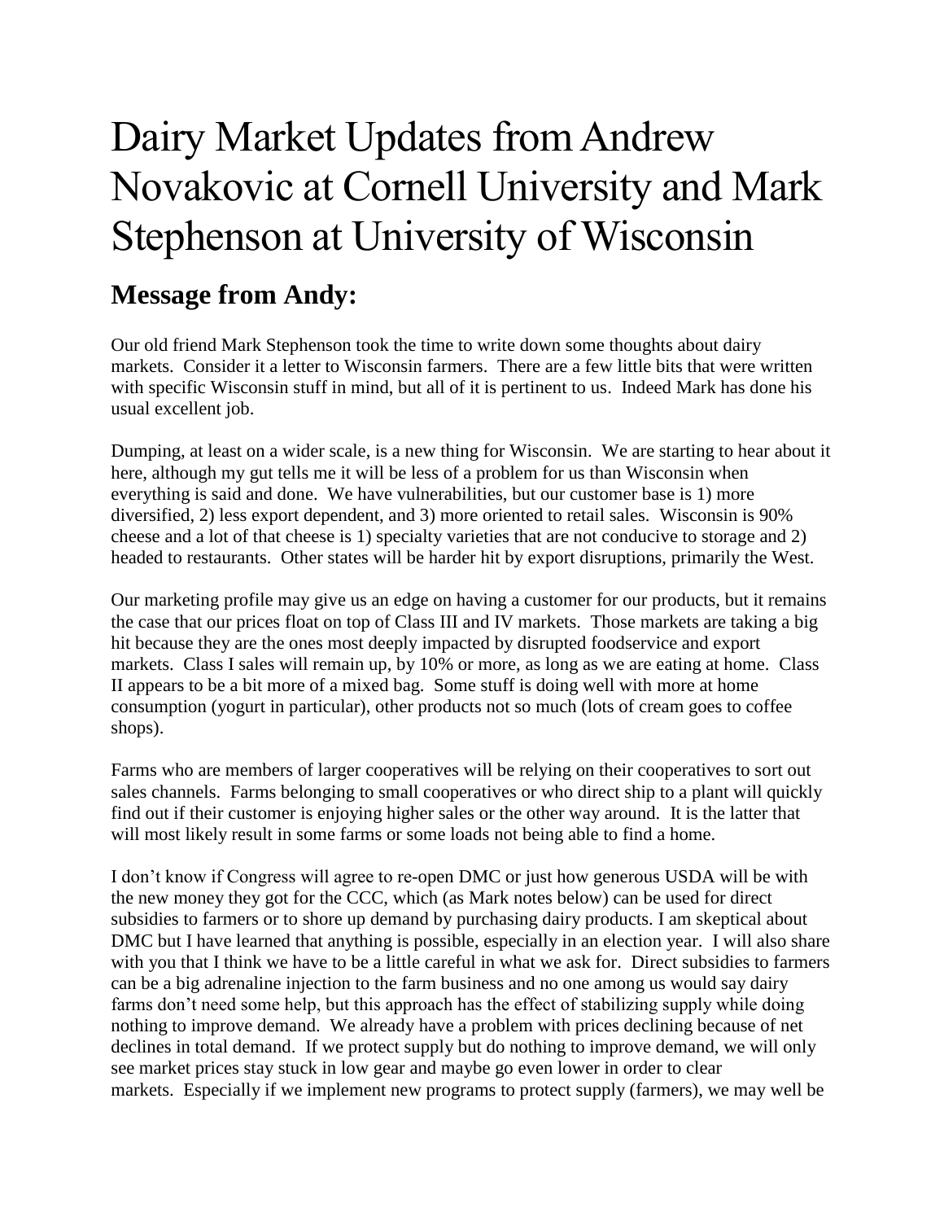# Dairy Market Updates from Andrew Novakovic at Cornell University and Mark Stephenson at University of Wisconsin

## Message from Andy:

Our old friend Mark Stephenson took the time to write down some thoughts about dairy markets. Consider it a letter to Wisconsin farmers. There are a few little bits that were written with specific Wisconsin stuff in mind, but all of it is pertinent to us. Indeed Mark has done his usual excellent job.

Dumping, at least on a wider scale, is a new thing for Wisconsin. We are starting to hear about it here, although my gut tells me it will be less of a problem for us than Wisconsin when everything is said and done. We have vulnerabilities, but our customer base is 1) more diversified, 2) less export dependent, and 3) more oriented to retail sales. Wisconsin is 90% cheese and a lot of that cheese is 1) specialty varieties that are not conducive to storage and 2) headed to restaurants. Other states will be harder hit by export disruptions, primarily the West.

Our marketing profile may give us an edge on having a customer for our products, but it remains the case that our prices float on top of Class III and IV markets. Those markets are taking a big hit because they are the ones most deeply impacted by disrupted foodservice and export markets. Class I sales will remain up, by 10% or more, as long as we are eating at home. Class II appears to be a bit more of a mixed bag. Some stuff is doing well with more at home consumption (yogurt in particular), other products not so much (lots of cream goes to coffee shops).

Farms who are members of larger cooperatives will be relying on their cooperatives to sort out sales channels. Farms belonging to small cooperatives or who direct ship to a plant will quickly find out if their customer is enjoying higher sales or the other way around. It is the latter that will most likely result in some farms or some loads not being able to find a home.

I don't know if Congress will agree to re-open DMC or just how generous USDA will be with the new money they got for the CCC, which (as Mark notes below) can be used for direct subsidies to farmers or to shore up demand by purchasing dairy products. I am skeptical about DMC but I have learned that anything is possible, especially in an election year. I will also share with you that I think we have to be a little careful in what we ask for. Direct subsidies to farmers can be a big adrenaline injection to the farm business and no one among us would say dairy farms don't need some help, but this approach has the effect of stabilizing supply while doing nothing to improve demand. We already have a problem with prices declining because of net declines in total demand. If we protect supply but do nothing to improve demand, we will only see market prices stay stuck in low gear and maybe go even lower in order to clear markets. Especially if we implement new programs to protect supply (farmers), we may well be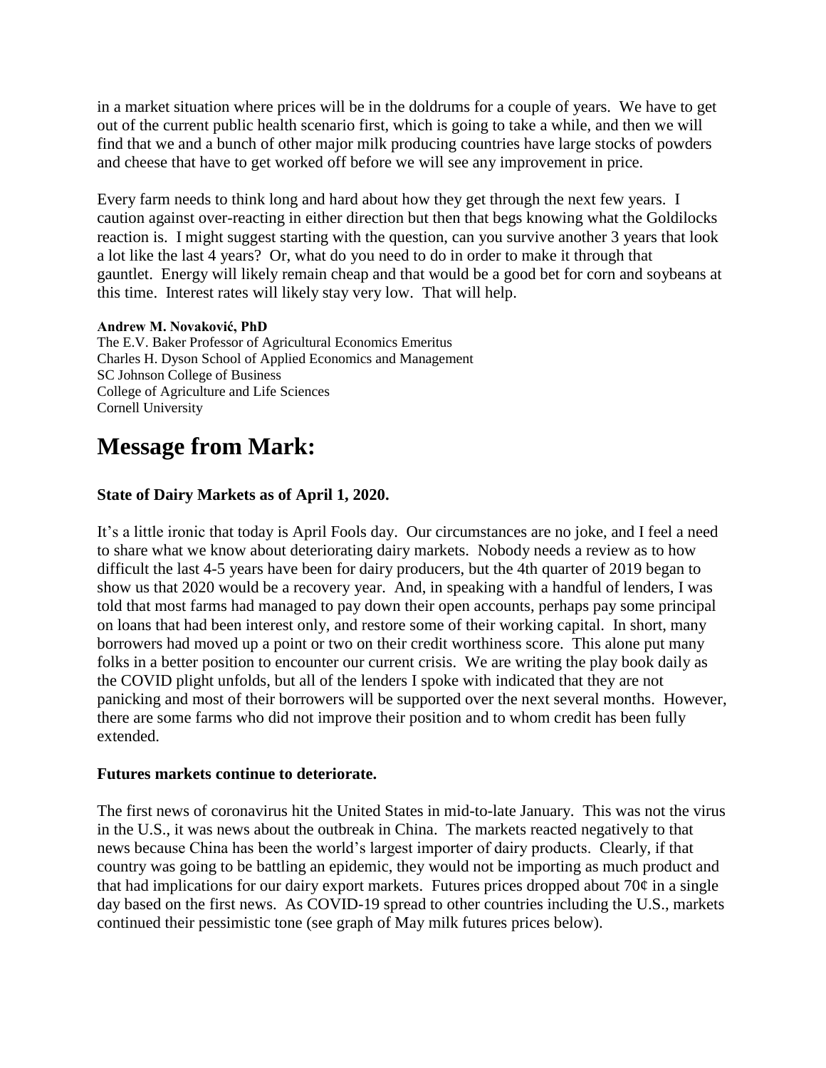in a market situation where prices will be in the doldrums for a couple of years. We have to get out of the current public health scenario first, which is going to take a while, and then we will find that we and a bunch of other major milk producing countries have large stocks of powders and cheese that have to get worked off before we will see any improvement in price.

Every farm needs to think long and hard about how they get through the next few years. I caution against over-reacting in either direction but then that begs knowing what the Goldilocks reaction is. I might suggest starting with the question, can you survive another 3 years that look a lot like the last 4 years? Or, what do you need to do in order to make it through that gauntlet. Energy will likely remain cheap and that would be a good bet for corn and soybeans at this time. Interest rates will likely stay very low. That will help.

**Andrew M. Novaković, PhD**
The E.V. Baker Professor of Agricultural Economics Emeritus
Charles H. Dyson School of Applied Economics and Management
SC Johnson College of Business
College of Agriculture and Life Sciences
Cornell University

# Message from Mark:

**State of Dairy Markets as of April 1, 2020.**

It's a little ironic that today is April Fools day. Our circumstances are no joke, and I feel a need to share what we know about deteriorating dairy markets. Nobody needs a review as to how difficult the last 4-5 years have been for dairy producers, but the 4th quarter of 2019 began to show us that 2020 would be a recovery year. And, in speaking with a handful of lenders, I was told that most farms had managed to pay down their open accounts, perhaps pay some principal on loans that had been interest only, and restore some of their working capital. In short, many borrowers had moved up a point or two on their credit worthiness score. This alone put many folks in a better position to encounter our current crisis. We are writing the play book daily as the COVID plight unfolds, but all of the lenders I spoke with indicated that they are not panicking and most of their borrowers will be supported over the next several months. However, there are some farms who did not improve their position and to whom credit has been fully extended.

**Futures markets continue to deteriorate.**

The first news of coronavirus hit the United States in mid-to-late January. This was not the virus in the U.S., it was news about the outbreak in China. The markets reacted negatively to that news because China has been the world's largest importer of dairy products. Clearly, if that country was going to be battling an epidemic, they would not be importing as much product and that had implications for our dairy export markets. Futures prices dropped about 70¢ in a single day based on the first news. As COVID-19 spread to other countries including the U.S., markets continued their pessimistic tone (see graph of May milk futures prices below).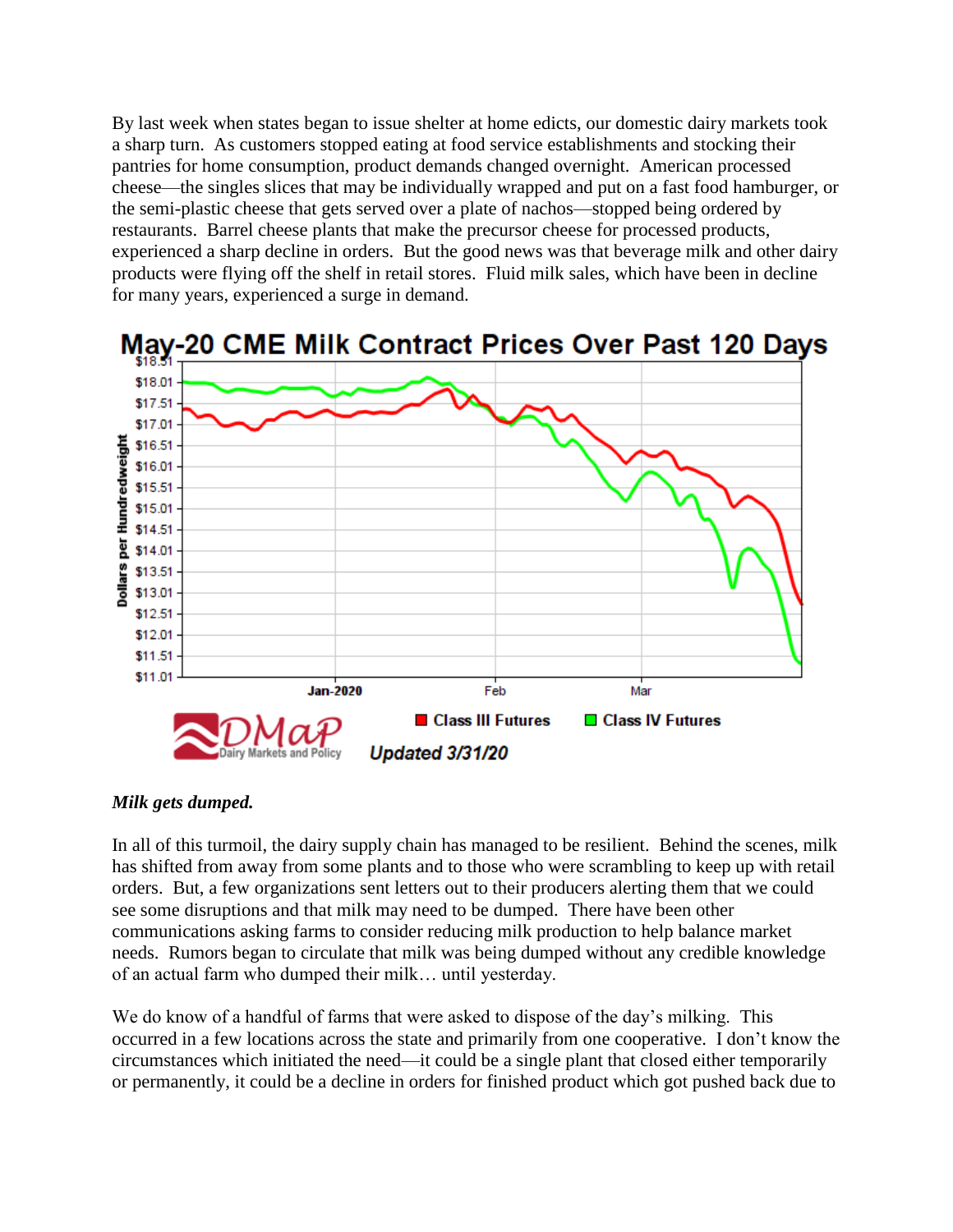By last week when states began to issue shelter at home edicts, our domestic dairy markets took a sharp turn. As customers stopped eating at food service establishments and stocking their pantries for home consumption, product demands changed overnight. American processed cheese—the singles slices that may be individually wrapped and put on a fast food hamburger, or the semi-plastic cheese that gets served over a plate of nachos—stopped being ordered by restaurants. Barrel cheese plants that make the precursor cheese for processed products, experienced a sharp decline in orders. But the good news was that beverage milk and other dairy products were flying off the shelf in retail stores. Fluid milk sales, which have been in decline for many years, experienced a surge in demand.

May-20 CME Milk Contract Prices Over Past 120 Days

Dollars per Hundredweight

$18.51
$18.01
$17.51
$17.01
$16.51
$16.01
$15.51
$15.01
$14.51
$14.01
$13.51
$13.01
$12.51
$12.01
$11.51
$11.01

Jan-2020
Feb
Mar

Class III Futures
Class IV Futures

DMaP Dairy Markets and Policy

Updated 3/31/20

***Milk gets dumped.***

In all of this turmoil, the dairy supply chain has managed to be resilient. Behind the scenes, milk has shifted from away from some plants and to those who were scrambling to keep up with retail orders. But, a few organizations sent letters out to their producers alerting them that we could see some disruptions and that milk may need to be dumped. There have been other communications asking farms to consider reducing milk production to help balance market needs. Rumors began to circulate that milk was being dumped without any credible knowledge of an actual farm who dumped their milk… until yesterday.

We do know of a handful of farms that were asked to dispose of the day's milking. This occurred in a few locations across the state and primarily from one cooperative. I don't know the circumstances which initiated the need—it could be a single plant that closed either temporarily or permanently, it could be a decline in orders for finished product which got pushed back due to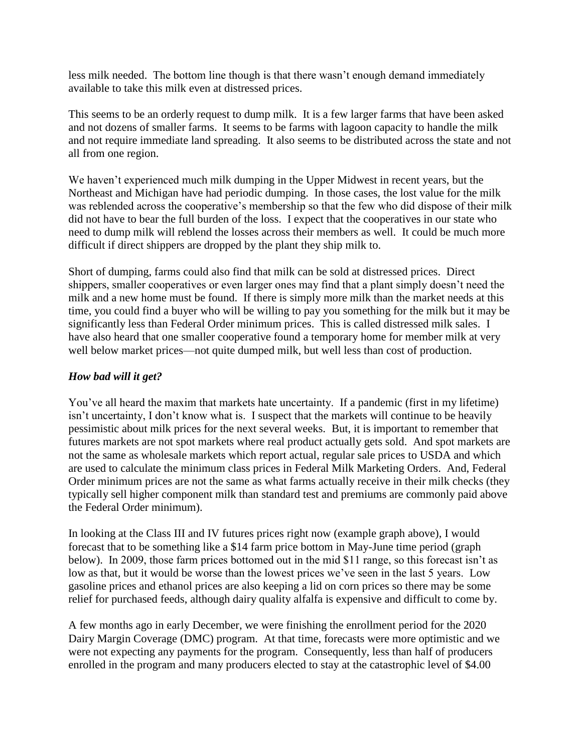less milk needed. The bottom line though is that there wasn't enough demand immediately available to take this milk even at distressed prices.

This seems to be an orderly request to dump milk. It is a few larger farms that have been asked and not dozens of smaller farms. It seems to be farms with lagoon capacity to handle the milk and not require immediate land spreading. It also seems to be distributed across the state and not all from one region.

We haven't experienced much milk dumping in the Upper Midwest in recent years, but the Northeast and Michigan have had periodic dumping. In those cases, the lost value for the milk was reblended across the cooperative's membership so that the few who did dispose of their milk did not have to bear the full burden of the loss. I expect that the cooperatives in our state who need to dump milk will reblend the losses across their members as well. It could be much more difficult if direct shippers are dropped by the plant they ship milk to.

Short of dumping, farms could also find that milk can be sold at distressed prices. Direct shippers, smaller cooperatives or even larger ones may find that a plant simply doesn't need the milk and a new home must be found. If there is simply more milk than the market needs at this time, you could find a buyer who will be willing to pay you something for the milk but it may be significantly less than Federal Order minimum prices. This is called distressed milk sales. I have also heard that one smaller cooperative found a temporary home for member milk at very well below market prices—not quite dumped milk, but well less than cost of production.

***How bad will it get?***

You've all heard the maxim that markets hate uncertainty. If a pandemic (first in my lifetime) isn't uncertainty, I don't know what is. I suspect that the markets will continue to be heavily pessimistic about milk prices for the next several weeks. But, it is important to remember that futures markets are not spot markets where real product actually gets sold. And spot markets are not the same as wholesale markets which report actual, regular sale prices to USDA and which are used to calculate the minimum class prices in Federal Milk Marketing Orders. And, Federal Order minimum prices are not the same as what farms actually receive in their milk checks (they typically sell higher component milk than standard test and premiums are commonly paid above the Federal Order minimum).

In looking at the Class III and IV futures prices right now (example graph above), I would forecast that to be something like a $14 farm price bottom in May-June time period (graph below). In 2009, those farm prices bottomed out in the mid $11 range, so this forecast isn't as low as that, but it would be worse than the lowest prices we've seen in the last 5 years. Low gasoline prices and ethanol prices are also keeping a lid on corn prices so there may be some relief for purchased feeds, although dairy quality alfalfa is expensive and difficult to come by.

A few months ago in early December, we were finishing the enrollment period for the 2020 Dairy Margin Coverage (DMC) program. At that time, forecasts were more optimistic and we were not expecting any payments for the program. Consequently, less than half of producers enrolled in the program and many producers elected to stay at the catastrophic level of $4.00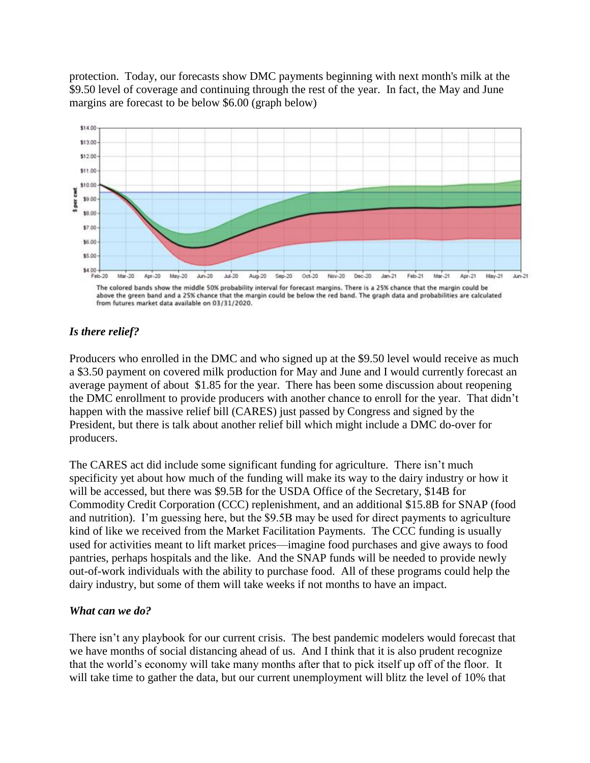protection. Today, our forecasts show DMC payments beginning with next month's milk at the $9.50 level of coverage and continuing through the rest of the year. In fact, the May and June margins are forecast to be below $6.00 (graph below)

The colored bands show the middle 50% probability interval for forecast margins. There is a 25% chance that the margin could be above the green band and a 25% chance that the margin could be below the red band. The graph data and probabilities are calculated from futures market data available on 03/31/2020.

### *Is there relief?*

Producers who enrolled in the DMC and who signed up at the $9.50 level would receive as much a $3.50 payment on covered milk production for May and June and I would currently forecast an average payment of about $1.85 for the year. There has been some discussion about reopening the DMC enrollment to provide producers with another chance to enroll for the year. That didn't happen with the massive relief bill (CARES) just passed by Congress and signed by the President, but there is talk about another relief bill which might include a DMC do-over for producers.

The CARES act did include some significant funding for agriculture. There isn't much specificity yet about how much of the funding will make its way to the dairy industry or how it will be accessed, but there was $9.5B for the USDA Office of the Secretary, $14B for Commodity Credit Corporation (CCC) replenishment, and an additional $15.8B for SNAP (food and nutrition). I'm guessing here, but the $9.5B may be used for direct payments to agriculture kind of like we received from the Market Facilitation Payments. The CCC funding is usually used for activities meant to lift market prices—imagine food purchases and give aways to food pantries, perhaps hospitals and the like. And the SNAP funds will be needed to provide newly out-of-work individuals with the ability to purchase food. All of these programs could help the dairy industry, but some of them will take weeks if not months to have an impact.

### *What can we do?*

There isn't any playbook for our current crisis. The best pandemic modelers would forecast that we have months of social distancing ahead of us. And I think that it is also prudent recognize that the world's economy will take many months after that to pick itself up off of the floor. It will take time to gather the data, but our current unemployment will blitz the level of 10% that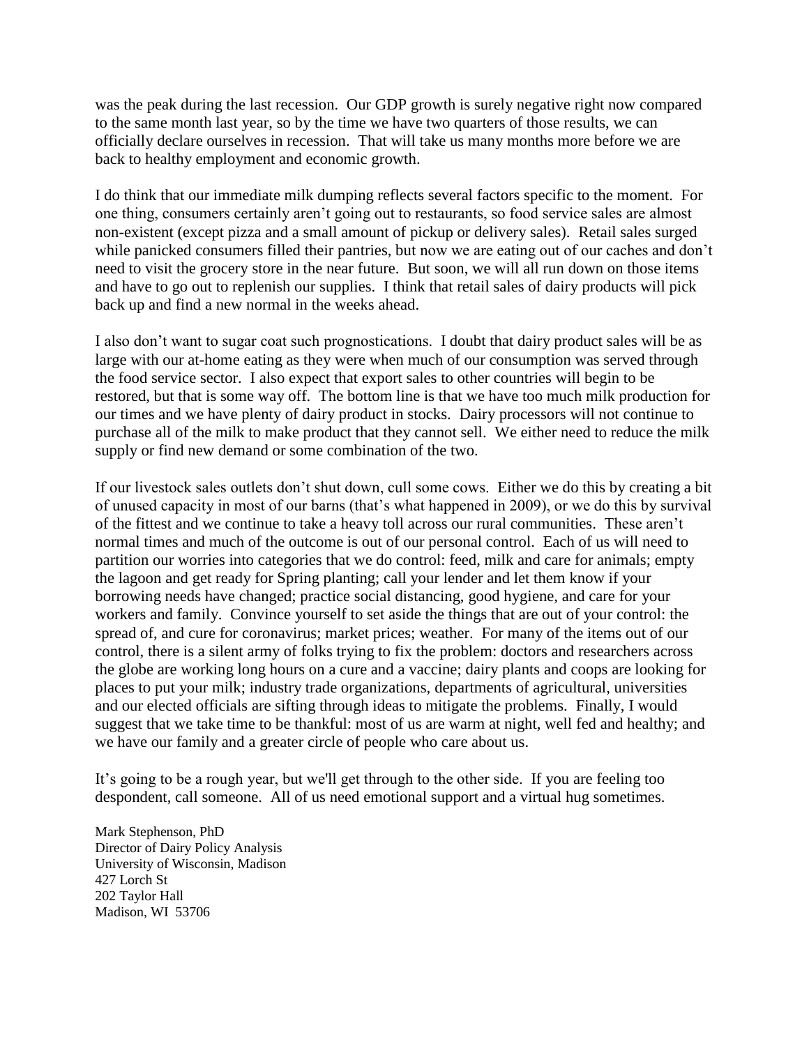was the peak during the last recession. Our GDP growth is surely negative right now compared to the same month last year, so by the time we have two quarters of those results, we can officially declare ourselves in recession. That will take us many months more before we are back to healthy employment and economic growth.

I do think that our immediate milk dumping reflects several factors specific to the moment. For one thing, consumers certainly aren't going out to restaurants, so food service sales are almost non-existent (except pizza and a small amount of pickup or delivery sales). Retail sales surged while panicked consumers filled their pantries, but now we are eating out of our caches and don't need to visit the grocery store in the near future. But soon, we will all run down on those items and have to go out to replenish our supplies. I think that retail sales of dairy products will pick back up and find a new normal in the weeks ahead.

I also don't want to sugar coat such prognostications. I doubt that dairy product sales will be as large with our at-home eating as they were when much of our consumption was served through the food service sector. I also expect that export sales to other countries will begin to be restored, but that is some way off. The bottom line is that we have too much milk production for our times and we have plenty of dairy product in stocks. Dairy processors will not continue to purchase all of the milk to make product that they cannot sell. We either need to reduce the milk supply or find new demand or some combination of the two.

If our livestock sales outlets don't shut down, cull some cows. Either we do this by creating a bit of unused capacity in most of our barns (that's what happened in 2009), or we do this by survival of the fittest and we continue to take a heavy toll across our rural communities. These aren't normal times and much of the outcome is out of our personal control. Each of us will need to partition our worries into categories that we do control: feed, milk and care for animals; empty the lagoon and get ready for Spring planting; call your lender and let them know if your borrowing needs have changed; practice social distancing, good hygiene, and care for your workers and family. Convince yourself to set aside the things that are out of your control: the spread of, and cure for coronavirus; market prices; weather. For many of the items out of our control, there is a silent army of folks trying to fix the problem: doctors and researchers across the globe are working long hours on a cure and a vaccine; dairy plants and coops are looking for places to put your milk; industry trade organizations, departments of agricultural, universities and our elected officials are sifting through ideas to mitigate the problems. Finally, I would suggest that we take time to be thankful: most of us are warm at night, well fed and healthy; and we have our family and a greater circle of people who care about us.

It's going to be a rough year, but we'll get through to the other side. If you are feeling too despondent, call someone. All of us need emotional support and a virtual hug sometimes.

Mark Stephenson, PhD
Director of Dairy Policy Analysis
University of Wisconsin, Madison
427 Lorch St
202 Taylor Hall
Madison, WI 53706